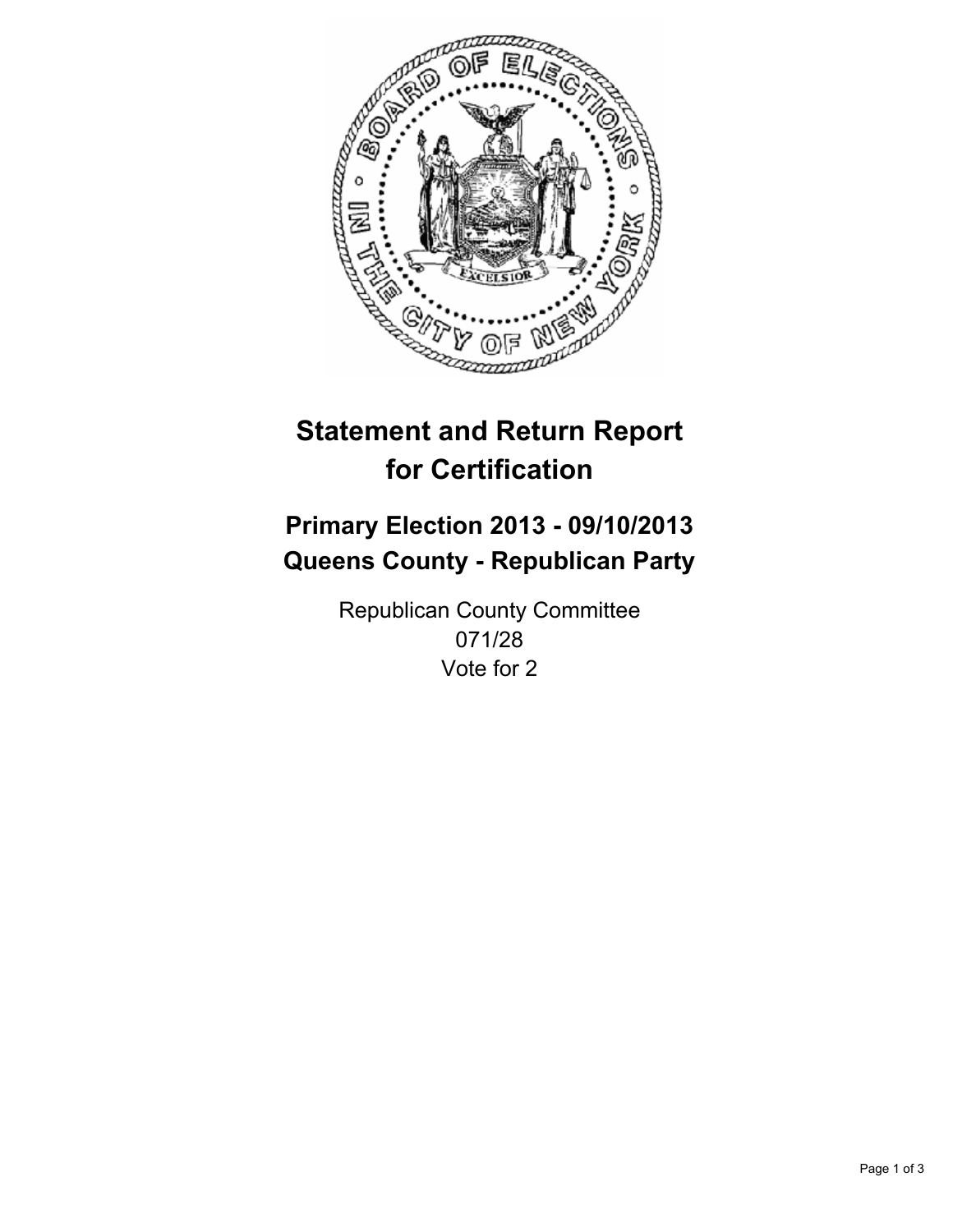# Statement and Return Report for Certification

## Primary Election 2013 - 09/10/2013
## Queens County - Republican Party

Republican County Committee
071/28
Vote for 2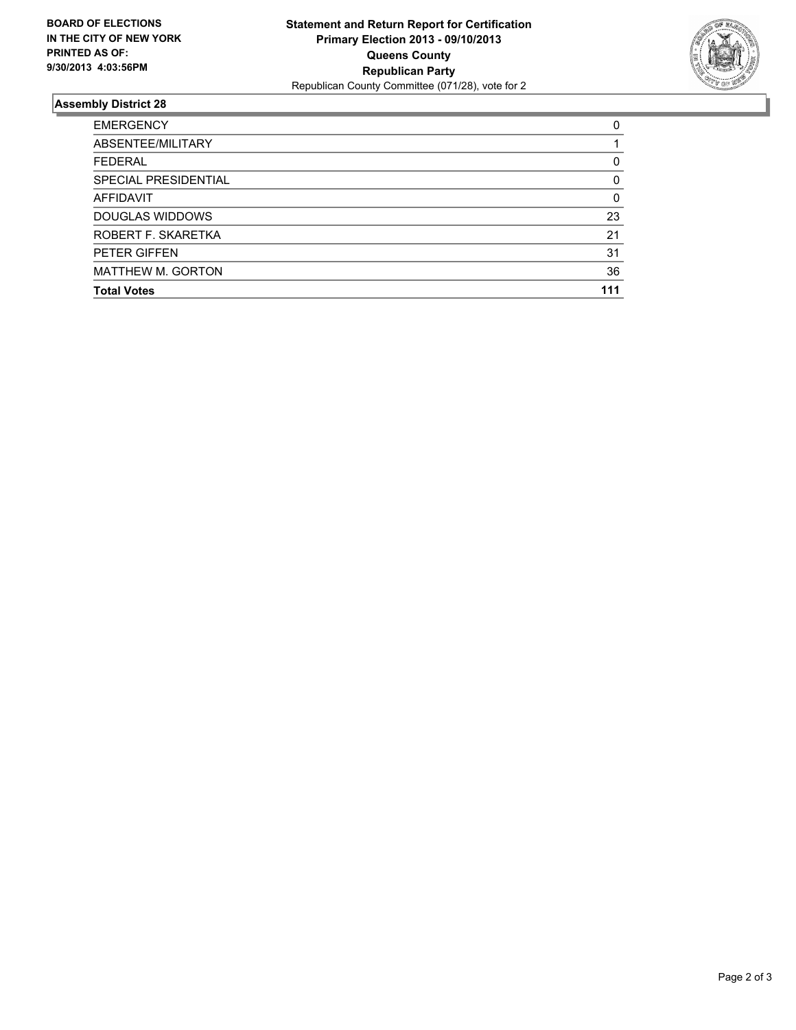**BOARD OF ELECTIONS IN THE CITY OF NEW YORK PRINTED AS OF: 9/30/2013 4:03:56PM**

**Statement and Return Report for Certification**
**Primary Election 2013 - 09/10/2013**
**Queens County**
**Republican Party**
Republican County Committee (071/28), vote for 2

## Assembly District 28

| | |
|---|---|
| EMERGENCY | 0 |
| ABSENTEE/MILITARY | 1 |
| FEDERAL | 0 |
| SPECIAL PRESIDENTIAL | 0 |
| AFFIDAVIT | 0 |
| DOUGLAS WIDDOWS | 23 |
| ROBERT F. SKARETKA | 21 |
| PETER GIFFEN | 31 |
| MATTHEW M. GORTON | 36 |
| **Total Votes** | **111** |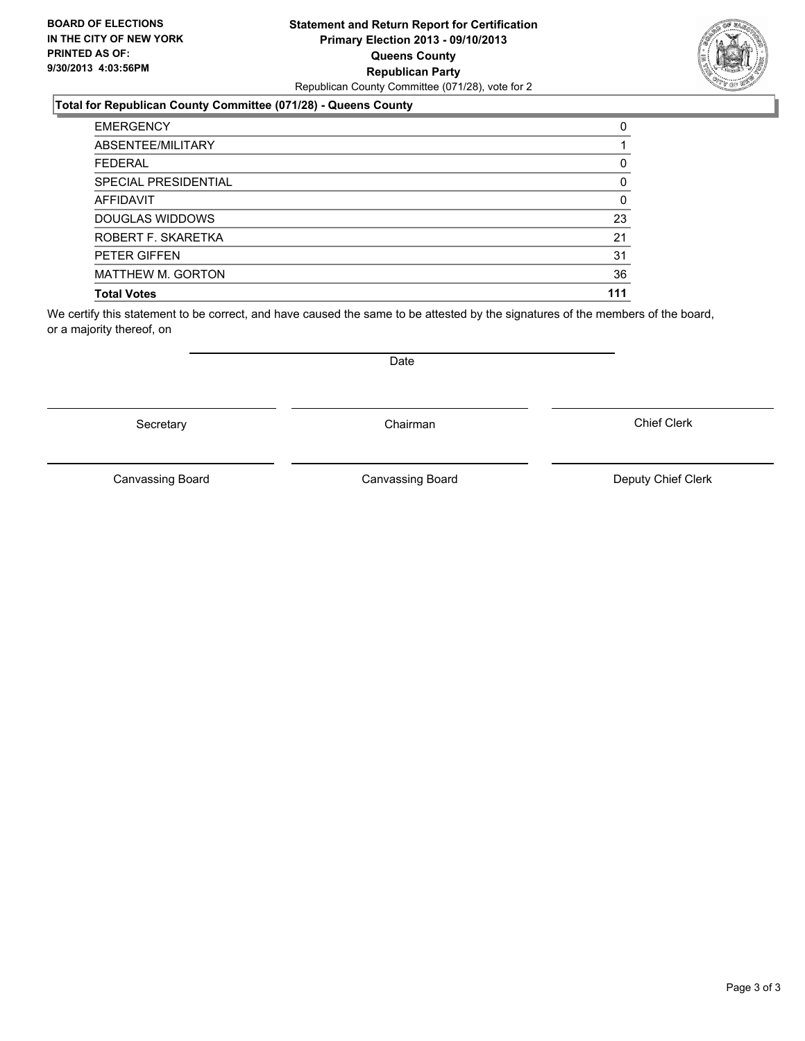**BOARD OF ELECTIONS IN THE CITY OF NEW YORK PRINTED AS OF: 9/30/2013 4:03:56PM**

**Statement and Return Report for Certification**
**Primary Election 2013 - 09/10/2013**
**Queens County**
**Republican Party**
Republican County Committee (071/28), vote for 2

### Total for Republican County Committee (071/28) - Queens County

| | |
|---|---|
| EMERGENCY | 0 |
| ABSENTEE/MILITARY | 1 |
| FEDERAL | 0 |
| SPECIAL PRESIDENTIAL | 0 |
| AFFIDAVIT | 0 |
| DOUGLAS WIDDOWS | 23 |
| ROBERT F. SKARETKA | 21 |
| PETER GIFFEN | 31 |
| MATTHEW M. GORTON | 36 |
| **Total Votes** | **111** |

We certify this statement to be correct, and have caused the same to be attested by the signatures of the members of the board, or a majority thereof, on

Date

Secretary

Chairman

Chief Clerk

Canvassing Board

Canvassing Board

Deputy Chief Clerk